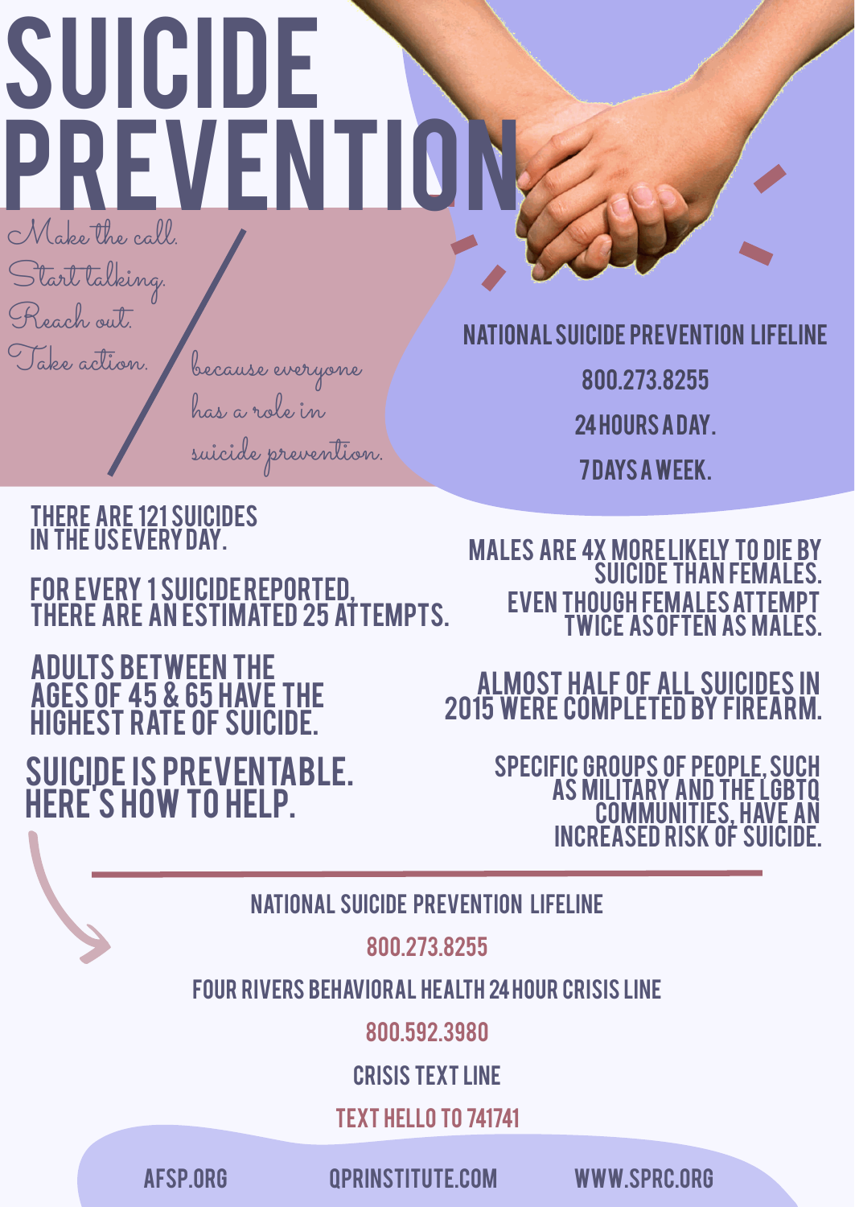# SUICIDE PREVENTION

Make the call.
Start talking.
Reach out.
Take action.

*because everyone has a role in suicide prevention.*

**NATIONAL SUICIDE PREVENTION LIFELINE**

**800.273.8255**

**24 HOURS A DAY.**

**7 DAYS A WEEK.**

THERE ARE 121 SUICIDES IN THE US EVERY DAY.

FOR EVERY 1 SUICIDE REPORTED, THERE ARE AN ESTIMATED 25 ATTEMPTS.

ADULTS BETWEEN THE AGES OF 45 & 65 HAVE THE HIGHEST RATE OF SUICIDE.

MALES ARE 4X MORE LIKELY TO DIE BY SUICIDE THAN FEMALES. EVEN THOUGH FEMALES ATTEMPT TWICE AS OFTEN AS MALES.

ALMOST HALF OF ALL SUICIDES IN 2015 WERE COMPLETED BY FIREARM.

SPECIFIC GROUPS OF PEOPLE, SUCH AS MILITARY AND THE LGBTQ COMMUNITIES, HAVE AN INCREASED RISK OF SUICIDE.

## SUICIDE IS PREVENTABLE. HERE'S HOW TO HELP.

NATIONAL SUICIDE PREVENTION LIFELINE

800.273.8255

FOUR RIVERS BEHAVIORAL HEALTH 24 HOUR CRISIS LINE

800.592.3980

CRISIS TEXT LINE

TEXT HELLO TO 741741

AFSP.ORG | QPRINSTITUTE.COM | WWW.SPRC.ORG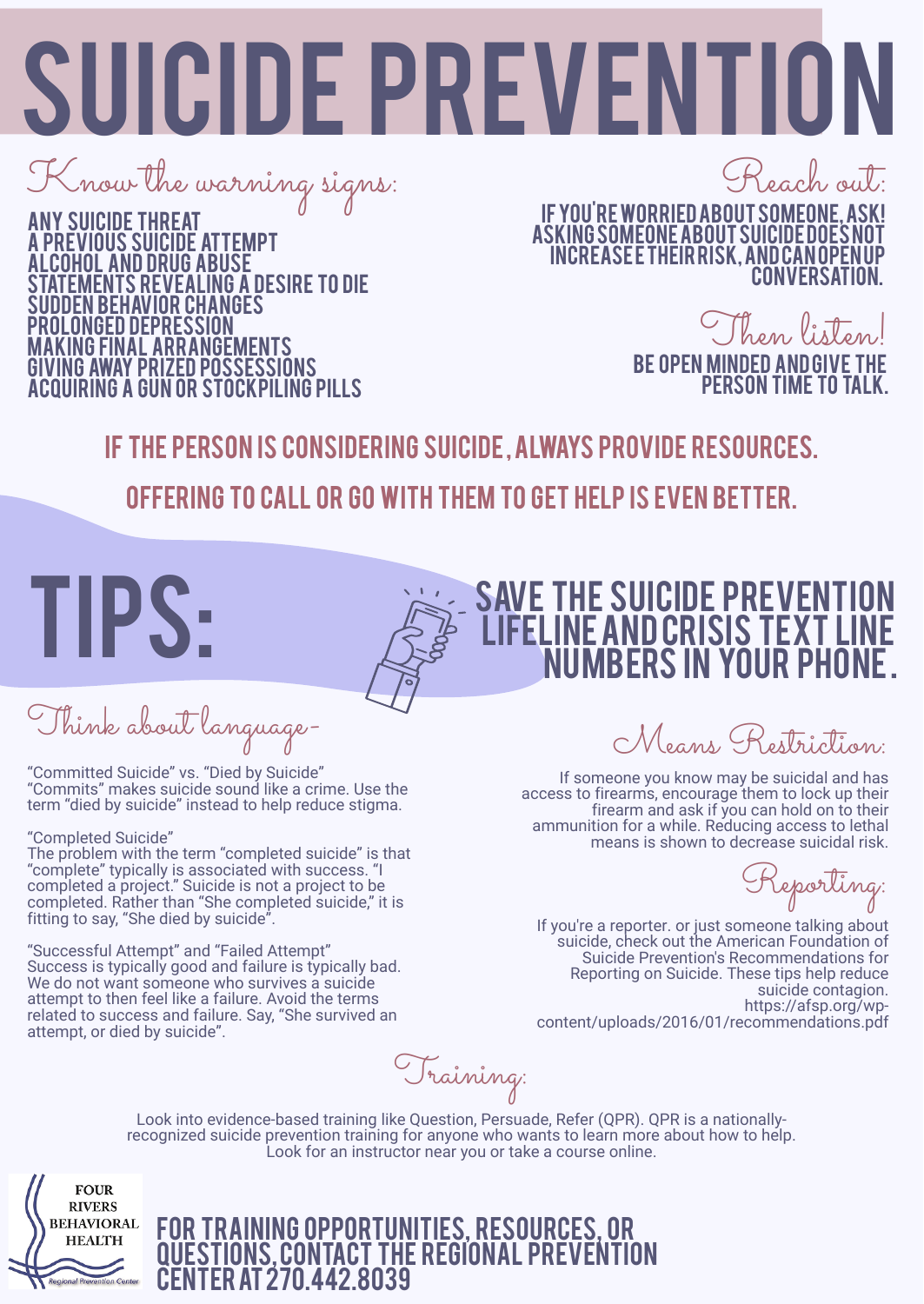# SUICIDE PREVENTION

## Know the warning signs:

ANY SUICIDE THREAT
A PREVIOUS SUICIDE ATTEMPT
ALCOHOL AND DRUG ABUSE
STATEMENTS REVEALING A DESIRE TO DIE
SUDDEN BEHAVIOR CHANGES
PROLONGED DEPRESSION
MAKING FINAL ARRANGEMENTS
GIVING AWAY PRIZED POSSESSIONS
ACQUIRING A GUN OR STOCKPILING PILLS

## Reach out:

IF YOU'RE WORRIED ABOUT SOMEONE, ASK! ASKING SOMEONE ABOUT SUICIDE DOES NOT INCREASEE THEIR RISK, AND CAN OPEN UP CONVERSATION.

## Then listen!

BE OPEN MINDED AND GIVE THE PERSON TIME TO TALK.

**IF THE PERSON IS CONSIDERING SUICIDE, ALWAYS PROVIDE RESOURCES.**

**OFFERING TO CALL OR GO WITH THEM TO GET HELP IS EVEN BETTER.**

# TIPS:

**SAVE THE SUICIDE PREVENTION LIFELINE AND CRISIS TEXT LINE NUMBERS IN YOUR PHONE.**

## Think about language-

"Committed Suicide" vs. "Died by Suicide"
"Commits" makes suicide sound like a crime. Use the term "died by suicide" instead to help reduce stigma.

"Completed Suicide"
The problem with the term "completed suicide" is that "complete" typically is associated with success. "I completed a project." Suicide is not a project to be completed. Rather than "She completed suicide," it is fitting to say, "She died by suicide".

"Successful Attempt" and "Failed Attempt"
Success is typically good and failure is typically bad. We do not want someone who survives a suicide attempt to then feel like a failure. Avoid the terms related to success and failure. Say, "She survived an attempt, or died by suicide".

## Means Restriction:

If someone you know may be suicidal and has access to firearms, encourage them to lock up their firearm and ask if you can hold on to their ammunition for a while. Reducing access to lethal means is shown to decrease suicidal risk.

## Reporting:

If you're a reporter. or just someone talking about suicide, check out the American Foundation of Suicide Prevention's Recommendations for Reporting on Suicide. These tips help reduce suicide contagion. https://afsp.org/wp-content/uploads/2016/01/recommendations.pdf

## Training:

Look into evidence-based training like Question, Persuade, Refer (QPR). QPR is a nationally-recognized suicide prevention training for anyone who wants to learn more about how to help. Look for an instructor near you or take a course online.

FOUR RIVERS BEHAVIORAL HEALTH
Regional Prevention Center

**FOR TRAINING OPPORTUNITIES, RESOURCES, OR QUESTIONS, CONTACT THE REGIONAL PREVENTION CENTER AT 270.442.8039**